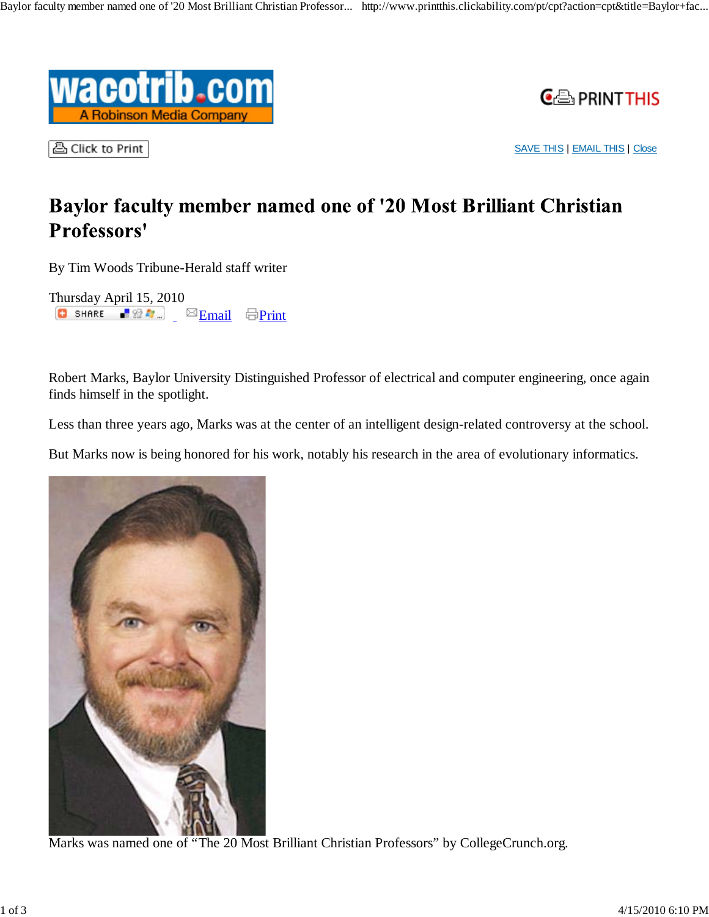# Baylor faculty member named one of '20 Most Brilliant Christian Professors'

By Tim Woods Tribune-Herald staff writer

Thursday April 15, 2010

Robert Marks, Baylor University Distinguished Professor of electrical and computer engineering, once again finds himself in the spotlight.

Less than three years ago, Marks was at the center of an intelligent design-related controversy at the school.

But Marks now is being honored for his work, notably his research in the area of evolutionary informatics.

Marks was named one of “The 20 Most Brilliant Christian Professors” by CollegeCrunch.org.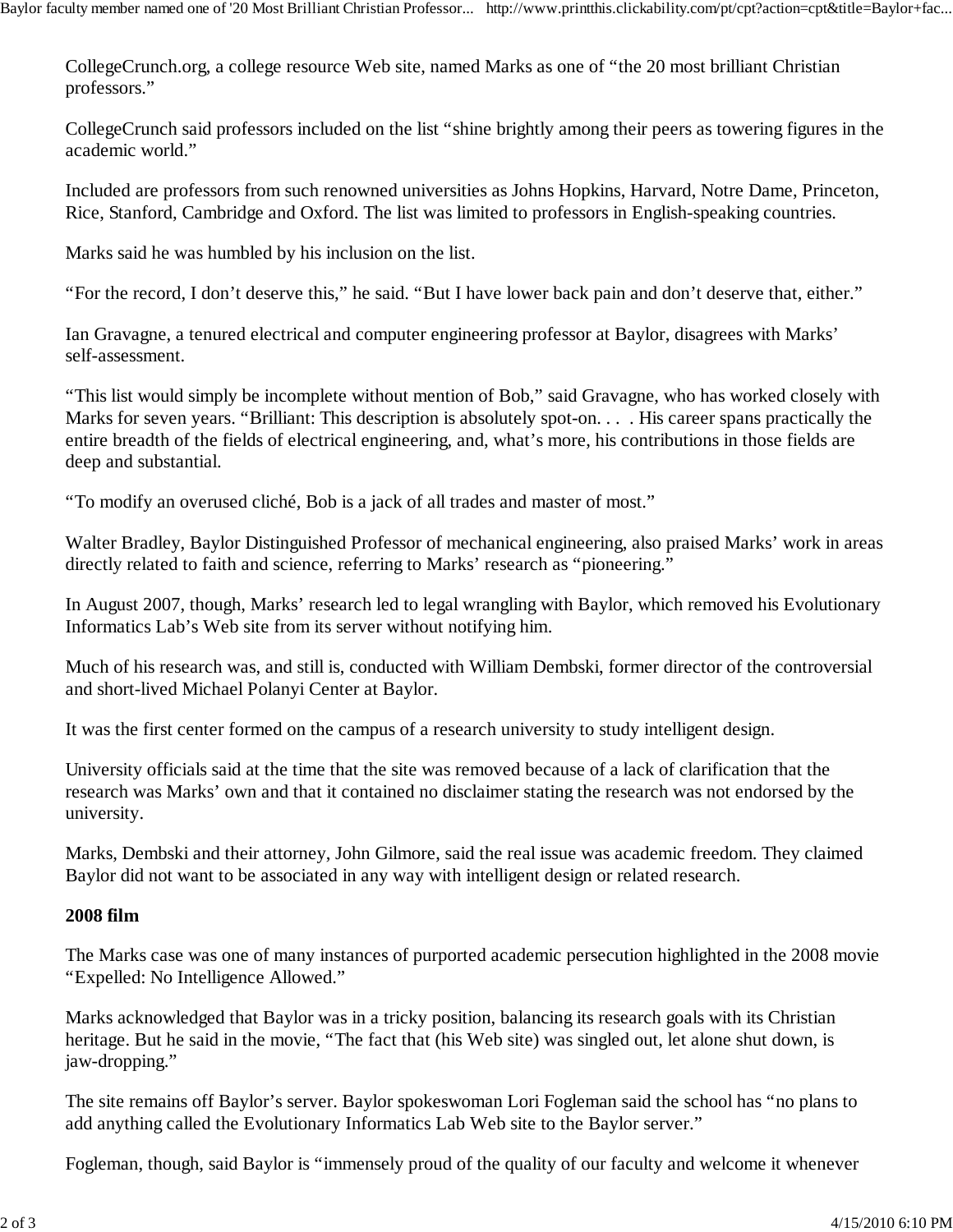CollegeCrunch.org, a college resource Web site, named Marks as one of “the 20 most brilliant Christian professors.”

CollegeCrunch said professors included on the list “shine brightly among their peers as towering figures in the academic world.”

Included are professors from such renowned universities as Johns Hopkins, Harvard, Notre Dame, Princeton, Rice, Stanford, Cambridge and Oxford. The list was limited to professors in English-speaking countries.

Marks said he was humbled by his inclusion on the list.

“For the record, I don’t deserve this,” he said. “But I have lower back pain and don’t deserve that, either.”

Ian Gravagne, a tenured electrical and computer engineering professor at Baylor, disagrees with Marks’ self-assessment.

“This list would simply be incomplete without mention of Bob,” said Gravagne, who has worked closely with Marks for seven years. “Brilliant: This description is absolutely spot-on. . . . His career spans practically the entire breadth of the fields of electrical engineering, and, what’s more, his contributions in those fields are deep and substantial.

“To modify an overused cliché, Bob is a jack of all trades and master of most.”

Walter Bradley, Baylor Distinguished Professor of mechanical engineering, also praised Marks’ work in areas directly related to faith and science, referring to Marks’ research as “pioneering.”

In August 2007, though, Marks’ research led to legal wrangling with Baylor, which removed his Evolutionary Informatics Lab’s Web site from its server without notifying him.

Much of his research was, and still is, conducted with William Dembski, former director of the controversial and short-lived Michael Polanyi Center at Baylor.

It was the first center formed on the campus of a research university to study intelligent design.

University officials said at the time that the site was removed because of a lack of clarification that the research was Marks’ own and that it contained no disclaimer stating the research was not endorsed by the university.

Marks, Dembski and their attorney, John Gilmore, said the real issue was academic freedom. They claimed Baylor did not want to be associated in any way with intelligent design or related research.

**2008 film**

The Marks case was one of many instances of purported academic persecution highlighted in the 2008 movie “Expelled: No Intelligence Allowed.”

Marks acknowledged that Baylor was in a tricky position, balancing its research goals with its Christian heritage. But he said in the movie, “The fact that (his Web site) was singled out, let alone shut down, is jaw-dropping.”

The site remains off Baylor’s server. Baylor spokeswoman Lori Fogleman said the school has “no plans to add anything called the Evolutionary Informatics Lab Web site to the Baylor server.”

Fogleman, though, said Baylor is “immensely proud of the quality of our faculty and welcome it whenever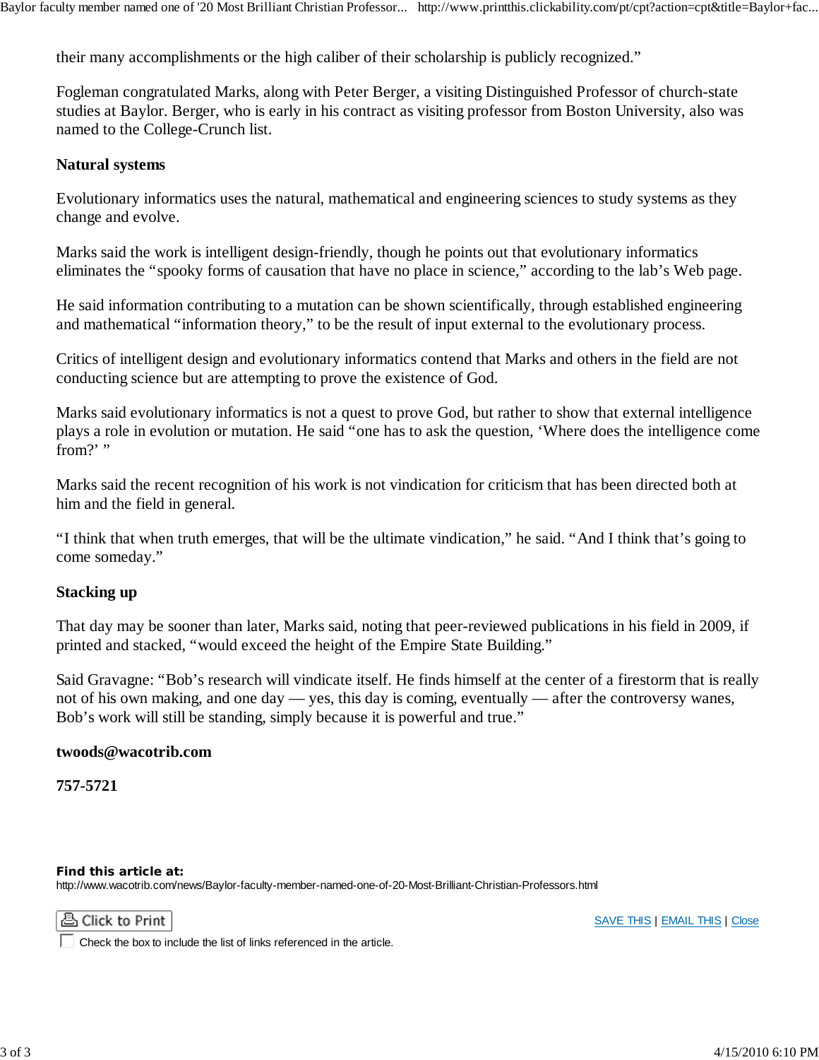their many accomplishments or the high caliber of their scholarship is publicly recognized."

Fogleman congratulated Marks, along with Peter Berger, a visiting Distinguished Professor of church-state studies at Baylor. Berger, who is early in his contract as visiting professor from Boston University, also was named to the College-Crunch list.

**Natural systems**

Evolutionary informatics uses the natural, mathematical and engineering sciences to study systems as they change and evolve.

Marks said the work is intelligent design-friendly, though he points out that evolutionary informatics eliminates the "spooky forms of causation that have no place in science," according to the lab's Web page.

He said information contributing to a mutation can be shown scientifically, through established engineering and mathematical "information theory," to be the result of input external to the evolutionary process.

Critics of intelligent design and evolutionary informatics contend that Marks and others in the field are not conducting science but are attempting to prove the existence of God.

Marks said evolutionary informatics is not a quest to prove God, but rather to show that external intelligence plays a role in evolution or mutation. He said "one has to ask the question, 'Where does the intelligence come from?' "

Marks said the recent recognition of his work is not vindication for criticism that has been directed both at him and the field in general.

"I think that when truth emerges, that will be the ultimate vindication," he said. "And I think that's going to come someday."

**Stacking up**

That day may be sooner than later, Marks said, noting that peer-reviewed publications in his field in 2009, if printed and stacked, "would exceed the height of the Empire State Building."

Said Gravagne: "Bob's research will vindicate itself. He finds himself at the center of a firestorm that is really not of his own making, and one day — yes, this day is coming, eventually — after the controversy wanes, Bob's work will still be standing, simply because it is powerful and true."

**twoods@wacotrib.com**

**757-5721**

**Find this article at:**
http://www.wacotrib.com/news/Baylor-faculty-member-named-one-of-20-Most-Brilliant-Christian-Professors.html

Click to Print | SAVE THIS | EMAIL THIS | Close

Check the box to include the list of links referenced in the article.